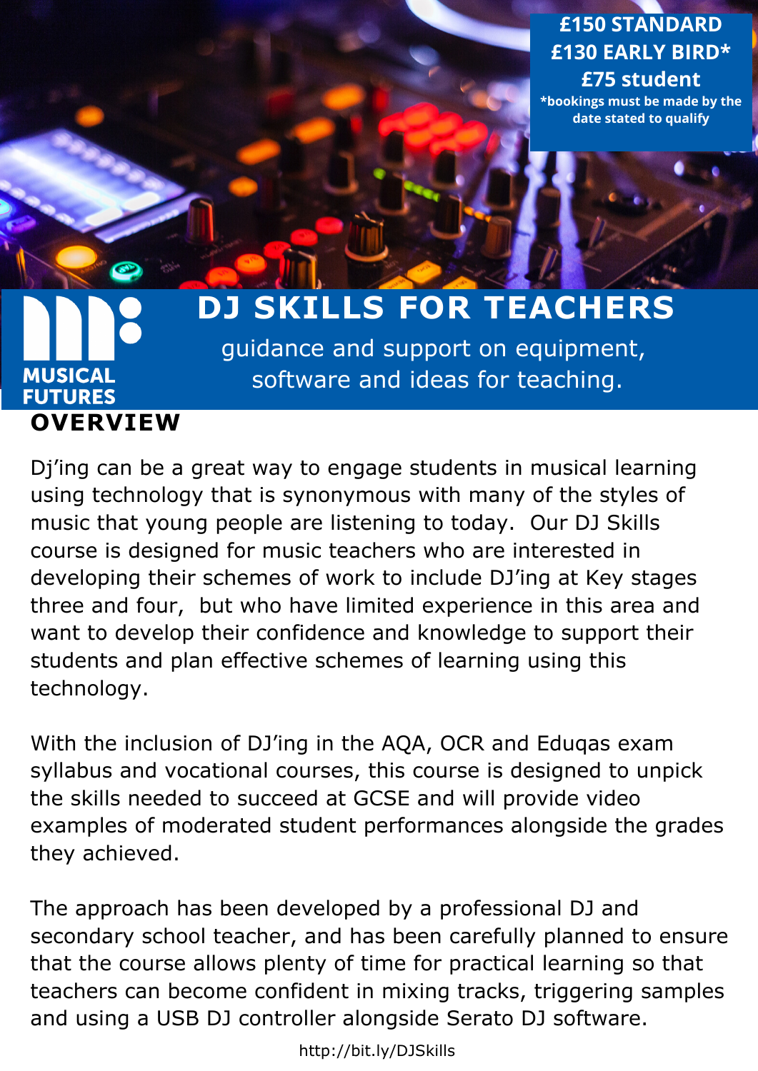**£150 STANDARD**
**£130 EARLY BIRD***
**£75 student**
***bookings must be made by the date stated to qualify**

MUSICAL FUTURES

# DJ SKILLS FOR TEACHERS

guidance and support on equipment, software and ideas for teaching.

## OVERVIEW

Dj'ing can be a great way to engage students in musical learning using technology that is synonymous with many of the styles of music that young people are listening to today. Our DJ Skills course is designed for music teachers who are interested in developing their schemes of work to include DJ'ing at Key stages three and four, but who have limited experience in this area and want to develop their confidence and knowledge to support their students and plan effective schemes of learning using this technology.

With the inclusion of DJ'ing in the AQA, OCR and Eduqas exam syllabus and vocational courses, this course is designed to unpick the skills needed to succeed at GCSE and will provide video examples of moderated student performances alongside the grades they achieved.

The approach has been developed by a professional DJ and secondary school teacher, and has been carefully planned to ensure that the course allows plenty of time for practical learning so that teachers can become confident in mixing tracks, triggering samples and using a USB DJ controller alongside Serato DJ software.

http://bit.ly/DJSkills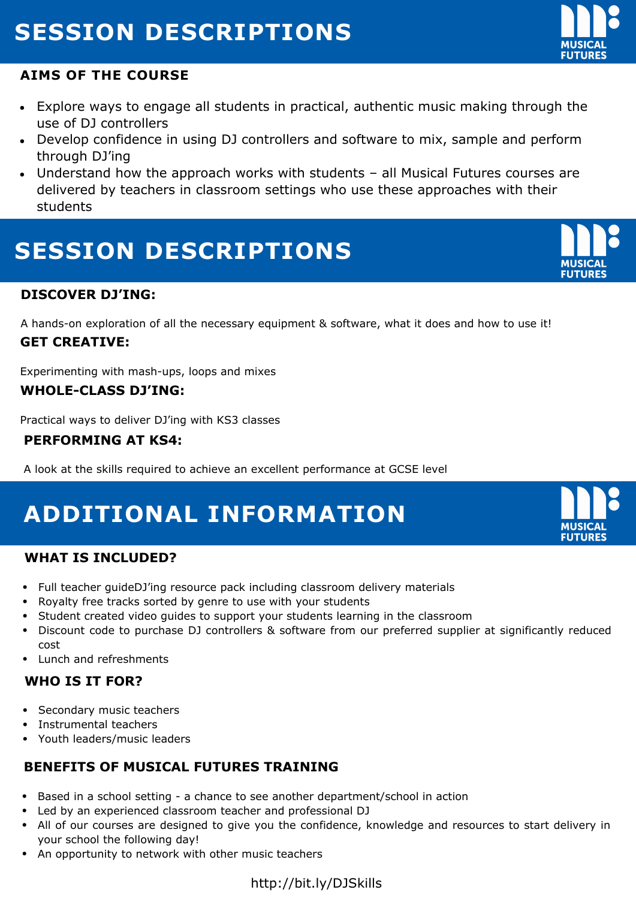# SESSION DESCRIPTIONS

MUSICAL FUTURES

## AIMS OF THE COURSE

- Explore ways to engage all students in practical, authentic music making through the use of DJ controllers
- Develop confidence in using DJ controllers and software to mix, sample and perform through DJ'ing
- Understand how the approach works with students – all Musical Futures courses are delivered by teachers in classroom settings who use these approaches with their students

# SESSION DESCRIPTIONS

MUSICAL FUTURES

## DISCOVER DJ'ING:

A hands-on exploration of all the necessary equipment & software, what it does and how to use it!

## GET CREATIVE:

Experimenting with mash-ups, loops and mixes

## WHOLE-CLASS DJ'ING:

Practical ways to deliver DJ'ing with KS3 classes

## PERFORMING AT KS4:

A look at the skills required to achieve an excellent performance at GCSE level

# ADDITIONAL INFORMATION

MUSICAL FUTURES

## WHAT IS INCLUDED?

- Full teacher guideDJ'ing resource pack including classroom delivery materials
- Royalty free tracks sorted by genre to use with your students
- Student created video guides to support your students learning in the classroom
- Discount code to purchase DJ controllers & software from our preferred supplier at significantly reduced cost
- Lunch and refreshments

## WHO IS IT FOR?

- Secondary music teachers
- Instrumental teachers
- Youth leaders/music leaders

## BENEFITS OF MUSICAL FUTURES TRAINING

- Based in a school setting - a chance to see another department/school in action
- Led by an experienced classroom teacher and professional DJ
- All of our courses are designed to give you the confidence, knowledge and resources to start delivery in your school the following day!
- An opportunity to network with other music teachers

http://bit.ly/DJSkills